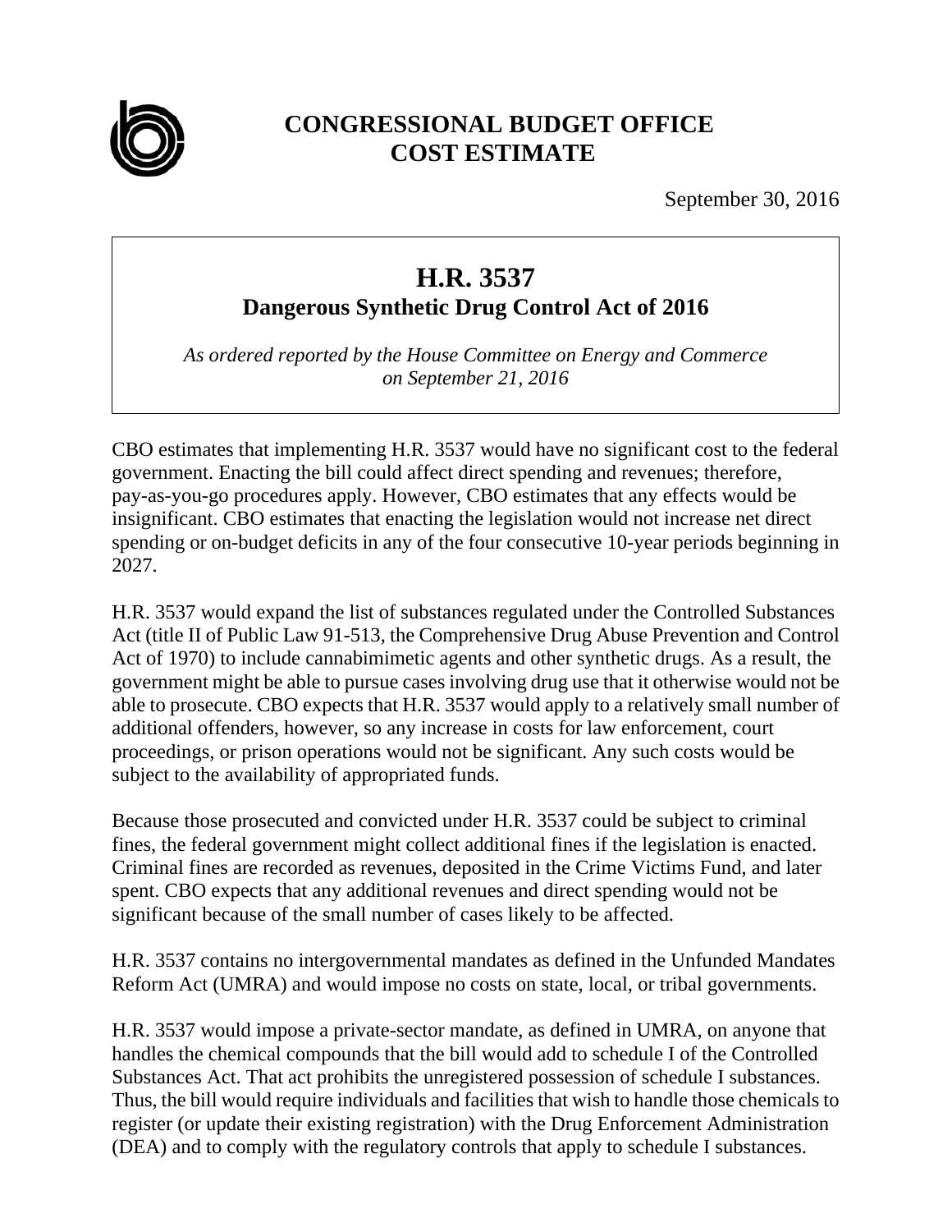# CONGRESSIONAL BUDGET OFFICE
# COST ESTIMATE

September 30, 2016

## H.R. 3537
### Dangerous Synthetic Drug Control Act of 2016

*As ordered reported by the House Committee on Energy and Commerce on September 21, 2016*

CBO estimates that implementing H.R. 3537 would have no significant cost to the federal government. Enacting the bill could affect direct spending and revenues; therefore, pay-as-you-go procedures apply. However, CBO estimates that any effects would be insignificant. CBO estimates that enacting the legislation would not increase net direct spending or on-budget deficits in any of the four consecutive 10-year periods beginning in 2027.

H.R. 3537 would expand the list of substances regulated under the Controlled Substances Act (title II of Public Law 91-513, the Comprehensive Drug Abuse Prevention and Control Act of 1970) to include cannabimimetic agents and other synthetic drugs. As a result, the government might be able to pursue cases involving drug use that it otherwise would not be able to prosecute. CBO expects that H.R. 3537 would apply to a relatively small number of additional offenders, however, so any increase in costs for law enforcement, court proceedings, or prison operations would not be significant. Any such costs would be subject to the availability of appropriated funds.

Because those prosecuted and convicted under H.R. 3537 could be subject to criminal fines, the federal government might collect additional fines if the legislation is enacted. Criminal fines are recorded as revenues, deposited in the Crime Victims Fund, and later spent. CBO expects that any additional revenues and direct spending would not be significant because of the small number of cases likely to be affected.

H.R. 3537 contains no intergovernmental mandates as defined in the Unfunded Mandates Reform Act (UMRA) and would impose no costs on state, local, or tribal governments.

H.R. 3537 would impose a private-sector mandate, as defined in UMRA, on anyone that handles the chemical compounds that the bill would add to schedule I of the Controlled Substances Act. That act prohibits the unregistered possession of schedule I substances. Thus, the bill would require individuals and facilities that wish to handle those chemicals to register (or update their existing registration) with the Drug Enforcement Administration (DEA) and to comply with the regulatory controls that apply to schedule I substances.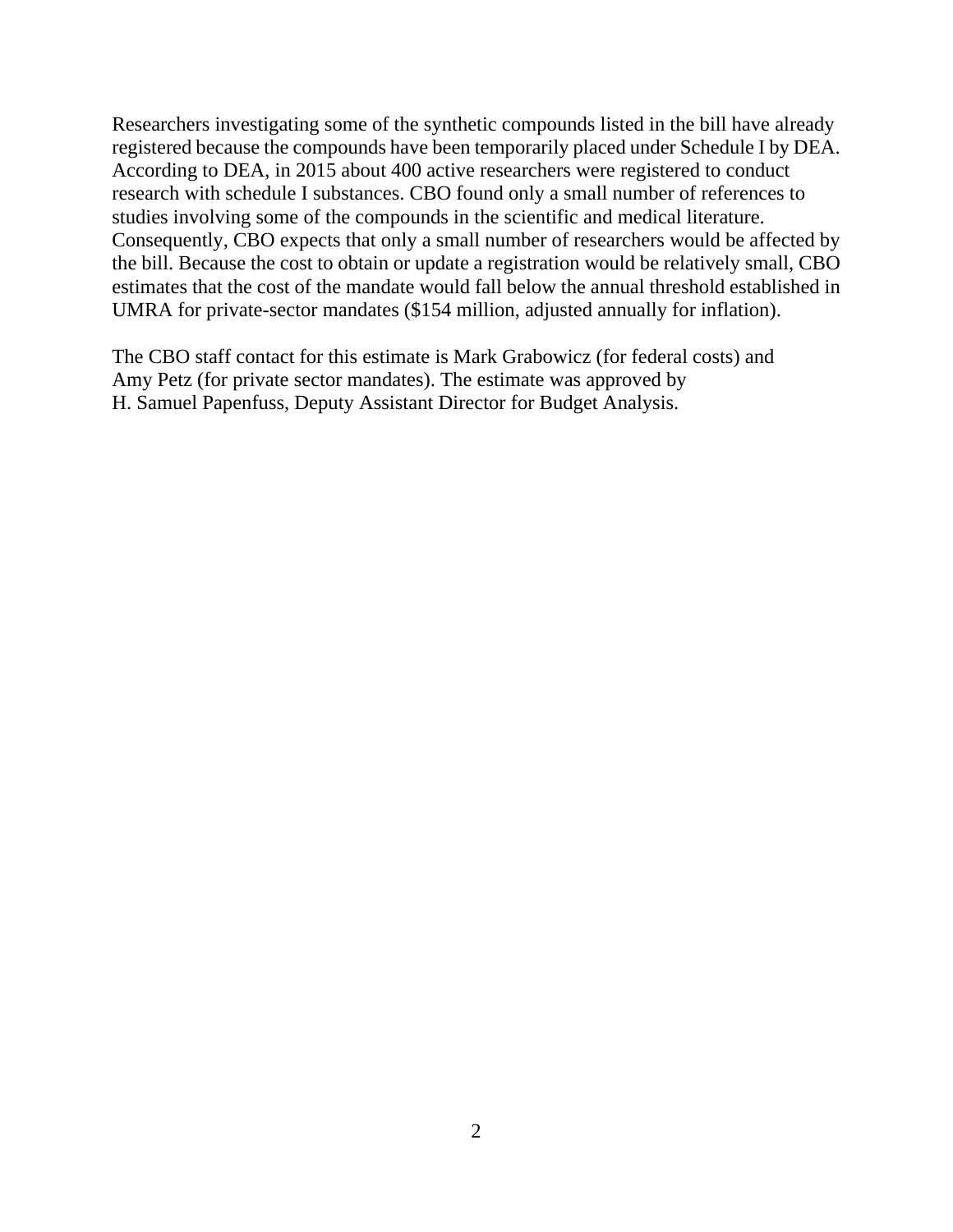Researchers investigating some of the synthetic compounds listed in the bill have already registered because the compounds have been temporarily placed under Schedule I by DEA. According to DEA, in 2015 about 400 active researchers were registered to conduct research with schedule I substances. CBO found only a small number of references to studies involving some of the compounds in the scientific and medical literature. Consequently, CBO expects that only a small number of researchers would be affected by the bill. Because the cost to obtain or update a registration would be relatively small, CBO estimates that the cost of the mandate would fall below the annual threshold established in UMRA for private-sector mandates ($154 million, adjusted annually for inflation).

The CBO staff contact for this estimate is Mark Grabowicz (for federal costs) and Amy Petz (for private sector mandates). The estimate was approved by H. Samuel Papenfuss, Deputy Assistant Director for Budget Analysis.